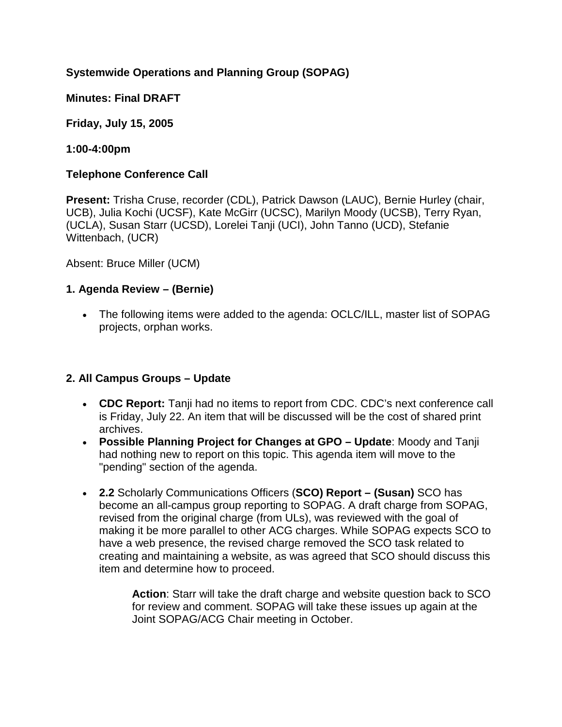**Systemwide Operations and Planning Group (SOPAG)**

**Minutes: Final DRAFT**

**Friday, July 15, 2005**

**1:00-4:00pm**

**Telephone Conference Call**

**Present:** Trisha Cruse, recorder (CDL), Patrick Dawson (LAUC), Bernie Hurley (chair, UCB), Julia Kochi (UCSF), Kate McGirr (UCSC), Marilyn Moody (UCSB), Terry Ryan, (UCLA), Susan Starr (UCSD), Lorelei Tanji (UCI), John Tanno (UCD), Stefanie Wittenbach, (UCR)

Absent: Bruce Miller (UCM)

### 1. Agenda Review – (Bernie)

- The following items were added to the agenda: OCLC/ILL, master list of SOPAG projects, orphan works.

### 2. All Campus Groups – Update

- **CDC Report:** Tanji had no items to report from CDC. CDC's next conference call is Friday, July 22. An item that will be discussed will be the cost of shared print archives.
- **Possible Planning Project for Changes at GPO – Update**: Moody and Tanji had nothing new to report on this topic. This agenda item will move to the "pending" section of the agenda.
- **2.2** Scholarly Communications Officers (**SCO) Report – (Susan)** SCO has become an all-campus group reporting to SOPAG. A draft charge from SOPAG, revised from the original charge (from ULs), was reviewed with the goal of making it be more parallel to other ACG charges. While SOPAG expects SCO to have a web presence, the revised charge removed the SCO task related to creating and maintaining a website, as was agreed that SCO should discuss this item and determine how to proceed.

  > **Action**: Starr will take the draft charge and website question back to SCO for review and comment. SOPAG will take these issues up again at the Joint SOPAG/ACG Chair meeting in October.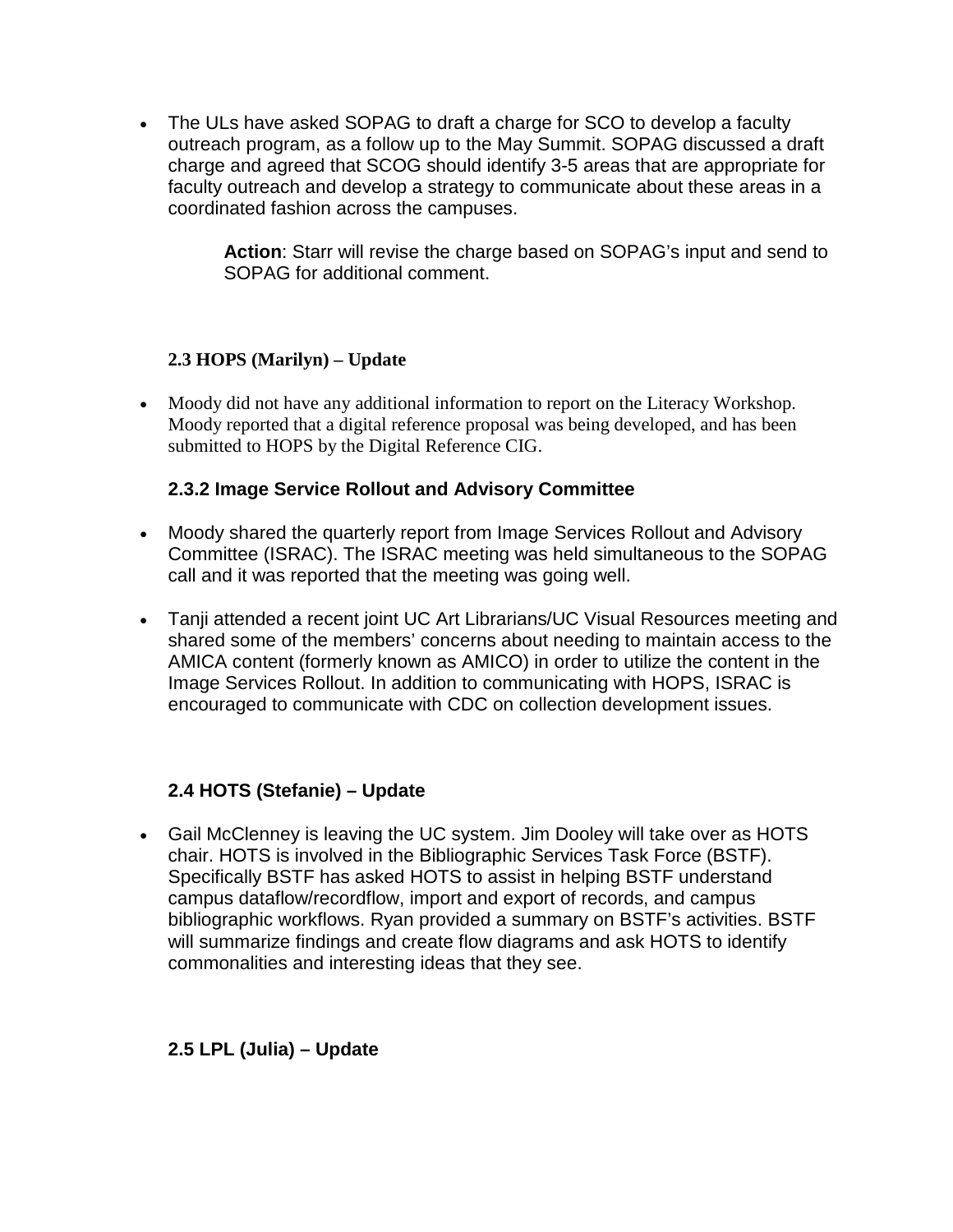- The ULs have asked SOPAG to draft a charge for SCO to develop a faculty outreach program, as a follow up to the May Summit. SOPAG discussed a draft charge and agreed that SCOG should identify 3-5 areas that are appropriate for faculty outreach and develop a strategy to communicate about these areas in a coordinated fashion across the campuses.

  > **Action**: Starr will revise the charge based on SOPAG's input and send to SOPAG for additional comment.

### 2.3 HOPS (Marilyn) – Update

- Moody did not have any additional information to report on the Literacy Workshop. Moody reported that a digital reference proposal was being developed, and has been submitted to HOPS by the Digital Reference CIG.

### 2.3.2 Image Service Rollout and Advisory Committee

- Moody shared the quarterly report from Image Services Rollout and Advisory Committee (ISRAC). The ISRAC meeting was held simultaneous to the SOPAG call and it was reported that the meeting was going well.

- Tanji attended a recent joint UC Art Librarians/UC Visual Resources meeting and shared some of the members' concerns about needing to maintain access to the AMICA content (formerly known as AMICO) in order to utilize the content in the Image Services Rollout. In addition to communicating with HOPS, ISRAC is encouraged to communicate with CDC on collection development issues.

### 2.4 HOTS (Stefanie) – Update

- Gail McClenney is leaving the UC system. Jim Dooley will take over as HOTS chair. HOTS is involved in the Bibliographic Services Task Force (BSTF). Specifically BSTF has asked HOTS to assist in helping BSTF understand campus dataflow/recordflow, import and export of records, and campus bibliographic workflows. Ryan provided a summary on BSTF's activities. BSTF will summarize findings and create flow diagrams and ask HOTS to identify commonalities and interesting ideas that they see.

### 2.5 LPL (Julia) – Update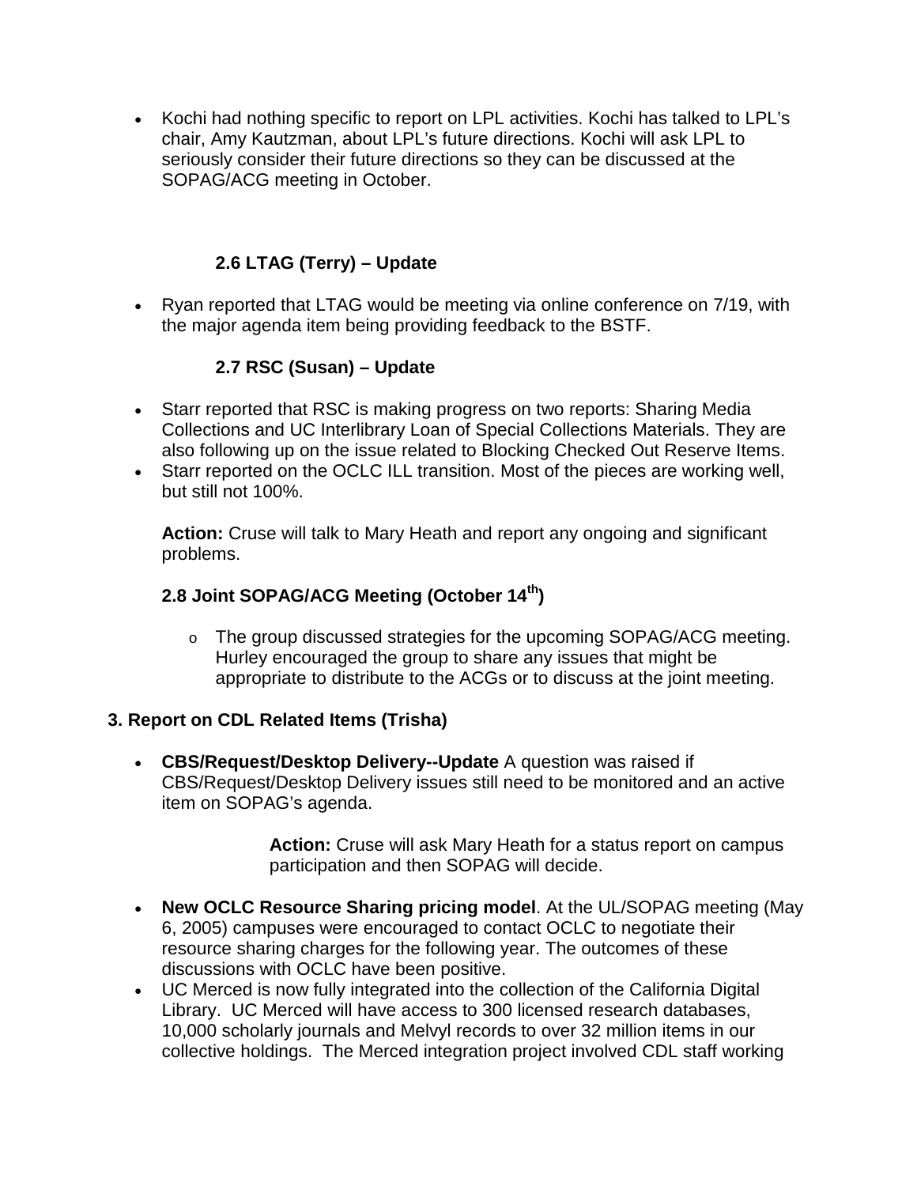- Kochi had nothing specific to report on LPL activities. Kochi has talked to LPL's chair, Amy Kautzman, about LPL's future directions. Kochi will ask LPL to seriously consider their future directions so they can be discussed at the SOPAG/ACG meeting in October.

### 2.6 LTAG (Terry) – Update

- Ryan reported that LTAG would be meeting via online conference on 7/19, with the major agenda item being providing feedback to the BSTF.

### 2.7 RSC (Susan) – Update

- Starr reported that RSC is making progress on two reports: Sharing Media Collections and UC Interlibrary Loan of Special Collections Materials. They are also following up on the issue related to Blocking Checked Out Reserve Items.
- Starr reported on the OCLC ILL transition. Most of the pieces are working well, but still not 100%.

  **Action:** Cruse will talk to Mary Heath and report any ongoing and significant problems.

### 2.8 Joint SOPAG/ACG Meeting (October 14th)

- The group discussed strategies for the upcoming SOPAG/ACG meeting. Hurley encouraged the group to share any issues that might be appropriate to distribute to the ACGs or to discuss at the joint meeting.

## 3. Report on CDL Related Items (Trisha)

- **CBS/Request/Desktop Delivery--Update** A question was raised if CBS/Request/Desktop Delivery issues still need to be monitored and an active item on SOPAG's agenda.

  **Action:** Cruse will ask Mary Heath for a status report on campus participation and then SOPAG will decide.

- **New OCLC Resource Sharing pricing model**. At the UL/SOPAG meeting (May 6, 2005) campuses were encouraged to contact OCLC to negotiate their resource sharing charges for the following year. The outcomes of these discussions with OCLC have been positive.
- UC Merced is now fully integrated into the collection of the California Digital Library. UC Merced will have access to 300 licensed research databases, 10,000 scholarly journals and Melvyl records to over 32 million items in our collective holdings. The Merced integration project involved CDL staff working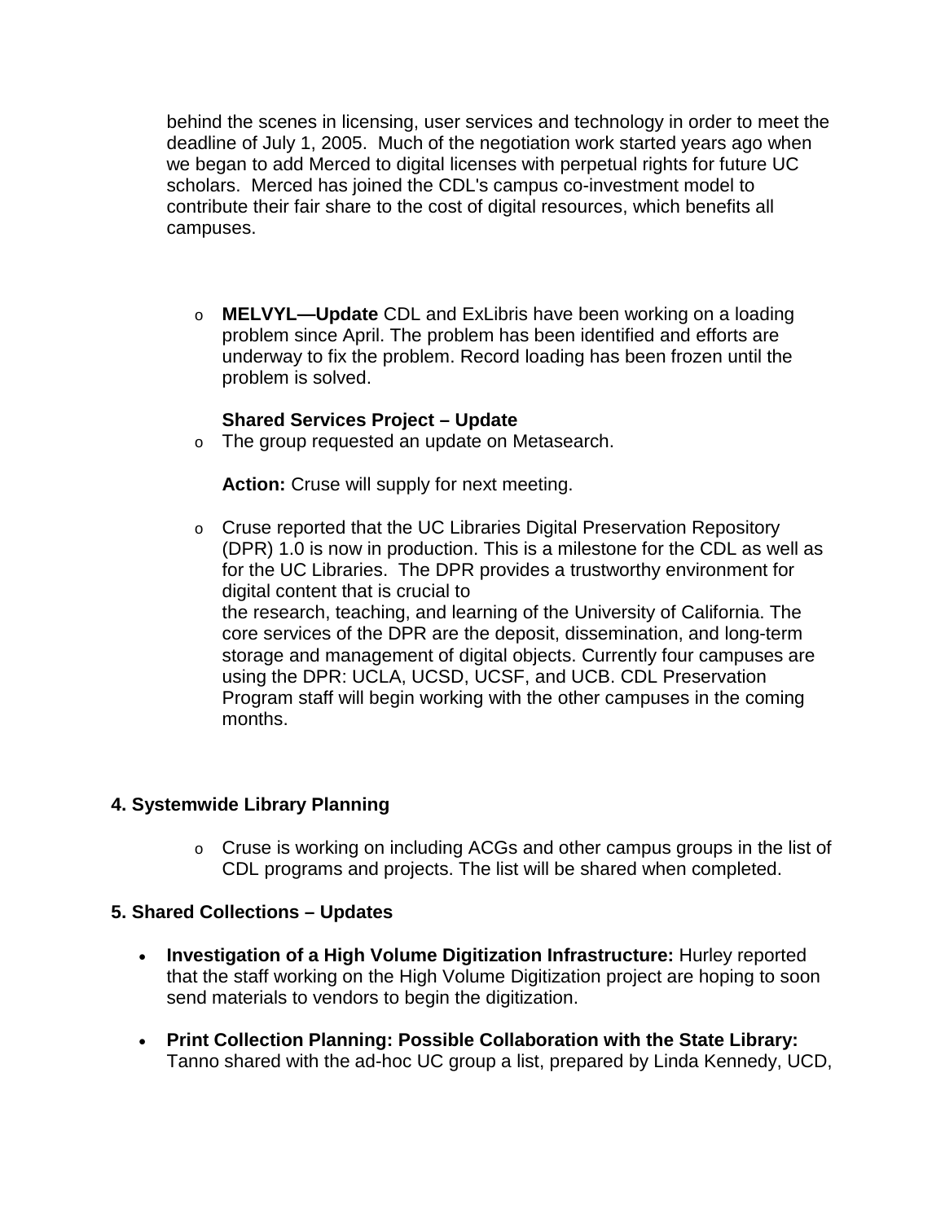behind the scenes in licensing, user services and technology in order to meet the deadline of July 1, 2005. Much of the negotiation work started years ago when we began to add Merced to digital licenses with perpetual rights for future UC scholars. Merced has joined the CDL's campus co-investment model to contribute their fair share to the cost of digital resources, which benefits all campuses.

- **MELVYL—Update** CDL and ExLibris have been working on a loading problem since April. The problem has been identified and efforts are underway to fix the problem. Record loading has been frozen until the problem is solved.

  **Shared Services Project – Update**
- The group requested an update on Metasearch.

  **Action:** Cruse will supply for next meeting.

- Cruse reported that the UC Libraries Digital Preservation Repository (DPR) 1.0 is now in production. This is a milestone for the CDL as well as for the UC Libraries. The DPR provides a trustworthy environment for digital content that is crucial to the research, teaching, and learning of the University of California. The core services of the DPR are the deposit, dissemination, and long-term storage and management of digital objects. Currently four campuses are using the DPR: UCLA, UCSD, UCSF, and UCB. CDL Preservation Program staff will begin working with the other campuses in the coming months.

**4. Systemwide Library Planning**

- Cruse is working on including ACGs and other campus groups in the list of CDL programs and projects. The list will be shared when completed.

**5. Shared Collections – Updates**

- **Investigation of a High Volume Digitization Infrastructure:** Hurley reported that the staff working on the High Volume Digitization project are hoping to soon send materials to vendors to begin the digitization.

- **Print Collection Planning: Possible Collaboration with the State Library:** Tanno shared with the ad-hoc UC group a list, prepared by Linda Kennedy, UCD,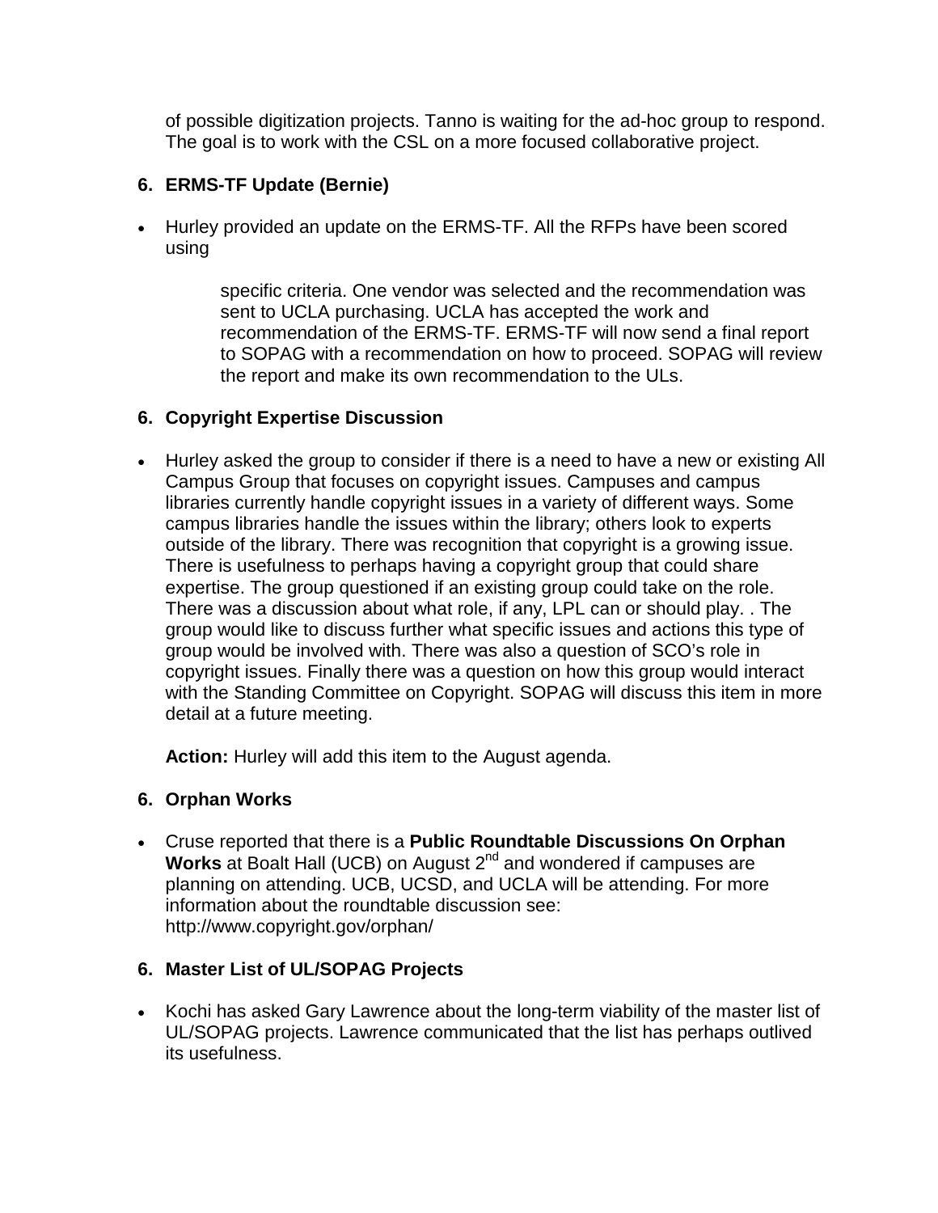of possible digitization projects. Tanno is waiting for the ad-hoc group to respond. The goal is to work with the CSL on a more focused collaborative project.

**6. ERMS-TF Update (Bernie)**

- Hurley provided an update on the ERMS-TF. All the RFPs have been scored using

  specific criteria. One vendor was selected and the recommendation was sent to UCLA purchasing. UCLA has accepted the work and recommendation of the ERMS-TF. ERMS-TF will now send a final report to SOPAG with a recommendation on how to proceed. SOPAG will review the report and make its own recommendation to the ULs.

**6. Copyright Expertise Discussion**

- Hurley asked the group to consider if there is a need to have a new or existing All Campus Group that focuses on copyright issues. Campuses and campus libraries currently handle copyright issues in a variety of different ways. Some campus libraries handle the issues within the library; others look to experts outside of the library. There was recognition that copyright is a growing issue. There is usefulness to perhaps having a copyright group that could share expertise. The group questioned if an existing group could take on the role. There was a discussion about what role, if any, LPL can or should play. . The group would like to discuss further what specific issues and actions this type of group would be involved with. There was also a question of SCO's role in copyright issues. Finally there was a question on how this group would interact with the Standing Committee on Copyright. SOPAG will discuss this item in more detail at a future meeting.

  **Action:** Hurley will add this item to the August agenda.

**6. Orphan Works**

- Cruse reported that there is a **Public Roundtable Discussions On Orphan Works** at Boalt Hall (UCB) on August 2nd and wondered if campuses are planning on attending. UCB, UCSD, and UCLA will be attending. For more information about the roundtable discussion see: http://www.copyright.gov/orphan/

**6. Master List of UL/SOPAG Projects**

- Kochi has asked Gary Lawrence about the long-term viability of the master list of UL/SOPAG projects. Lawrence communicated that the list has perhaps outlived its usefulness.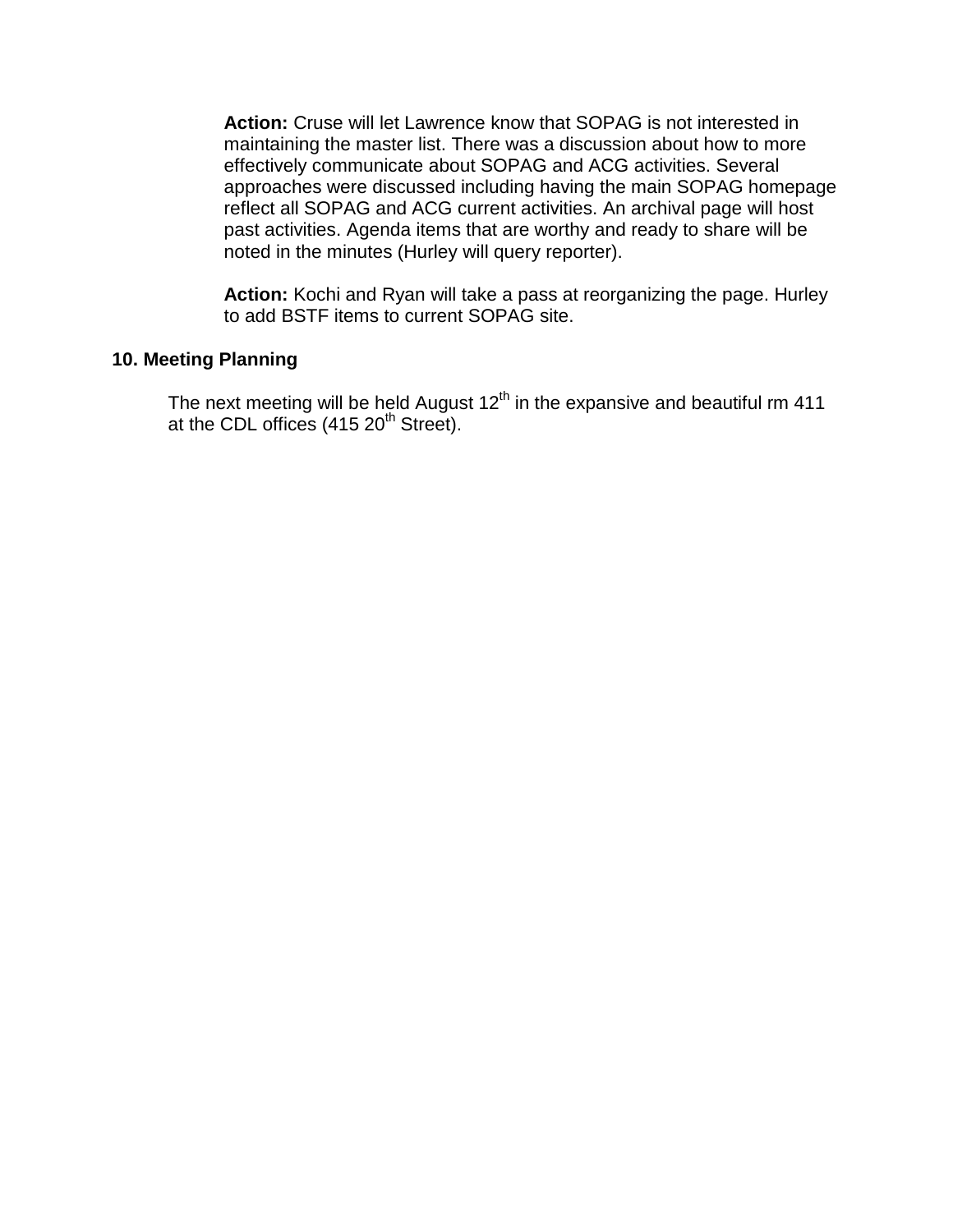**Action:** Cruse will let Lawrence know that SOPAG is not interested in maintaining the master list. There was a discussion about how to more effectively communicate about SOPAG and ACG activities. Several approaches were discussed including having the main SOPAG homepage reflect all SOPAG and ACG current activities. An archival page will host past activities. Agenda items that are worthy and ready to share will be noted in the minutes (Hurley will query reporter).

**Action:** Kochi and Ryan will take a pass at reorganizing the page. Hurley to add BSTF items to current SOPAG site.

**10. Meeting Planning**

The next meeting will be held August 12th in the expansive and beautiful rm 411 at the CDL offices (415 20th Street).